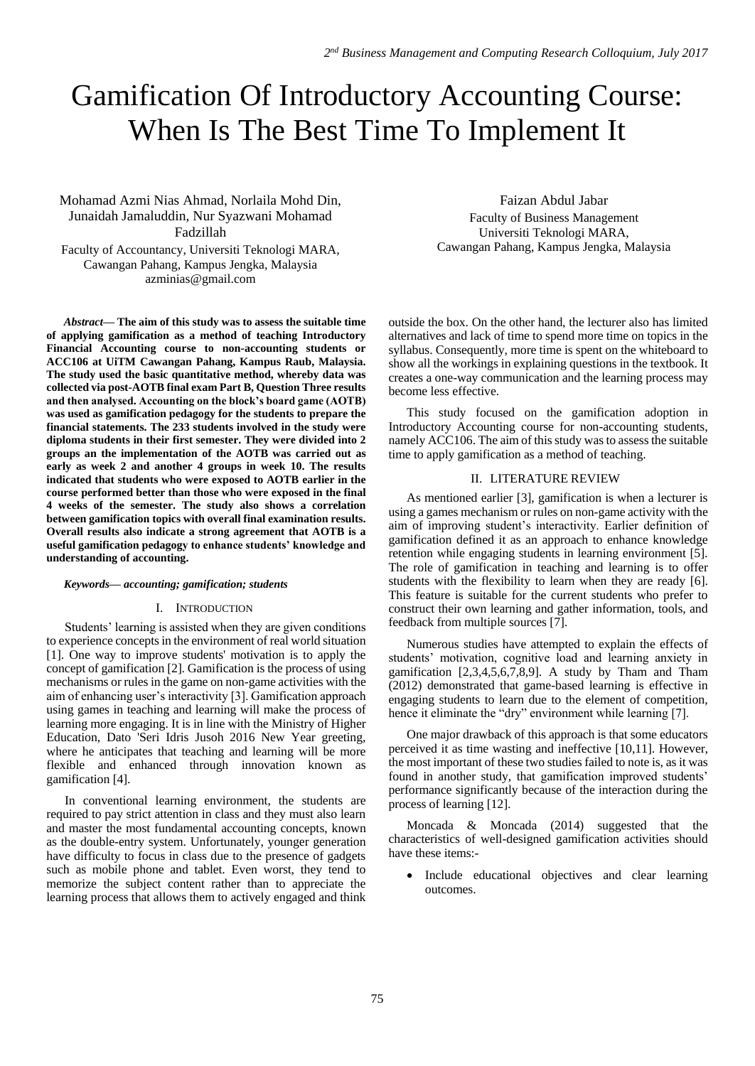# Gamification Of Introductory Accounting Course: When Is The Best Time To Implement It

Mohamad Azmi Nias Ahmad, Norlaila Mohd Din, Junaidah Jamaluddin, Nur Syazwani Mohamad Fadzillah
Faculty of Accountancy, Universiti Teknologi MARA, Cawangan Pahang, Kampus Jengka, Malaysia
azminias@gmail.com

Faizan Abdul Jabar
Faculty of Business Management
Universiti Teknologi MARA,
Cawangan Pahang, Kampus Jengka, Malaysia

***Abstract*— The aim of this study was to assess the suitable time of applying gamification as a method of teaching Introductory Financial Accounting course to non-accounting students or ACC106 at UiTM Cawangan Pahang, Kampus Raub, Malaysia. The study used the basic quantitative method, whereby data was collected via post-AOTB final exam Part B, Question Three results and then analysed. Accounting on the block's board game (AOTB) was used as gamification pedagogy for the students to prepare the financial statements. The 233 students involved in the study were diploma students in their first semester. They were divided into 2 groups an the implementation of the AOTB was carried out as early as week 2 and another 4 groups in week 10. The results indicated that students who were exposed to AOTB earlier in the course performed better than those who were exposed in the final 4 weeks of the semester. The study also shows a correlation between gamification topics with overall final examination results. Overall results also indicate a strong agreement that AOTB is a useful gamification pedagogy to enhance students' knowledge and understanding of accounting.**

***Keywords*— *accounting; gamification; students***

## I. Introduction

Students' learning is assisted when they are given conditions to experience concepts in the environment of real world situation [1]. One way to improve students' motivation is to apply the concept of gamification [2]. Gamification is the process of using mechanisms or rules in the game on non-game activities with the aim of enhancing user's interactivity [3]. Gamification approach using games in teaching and learning will make the process of learning more engaging. It is in line with the Ministry of Higher Education, Dato 'Seri Idris Jusoh 2016 New Year greeting, where he anticipates that teaching and learning will be more flexible and enhanced through innovation known as gamification [4].

In conventional learning environment, the students are required to pay strict attention in class and they must also learn and master the most fundamental accounting concepts, known as the double-entry system. Unfortunately, younger generation have difficulty to focus in class due to the presence of gadgets such as mobile phone and tablet. Even worst, they tend to memorize the subject content rather than to appreciate the learning process that allows them to actively engaged and think outside the box. On the other hand, the lecturer also has limited alternatives and lack of time to spend more time on topics in the syllabus. Consequently, more time is spent on the whiteboard to show all the workings in explaining questions in the textbook. It creates a one-way communication and the learning process may become less effective.

This study focused on the gamification adoption in Introductory Accounting course for non-accounting students, namely ACC106. The aim of this study was to assess the suitable time to apply gamification as a method of teaching.

## II. Literature Review

As mentioned earlier [3], gamification is when a lecturer is using a games mechanism or rules on non-game activity with the aim of improving student's interactivity. Earlier definition of gamification defined it as an approach to enhance knowledge retention while engaging students in learning environment [5]. The role of gamification in teaching and learning is to offer students with the flexibility to learn when they are ready [6]. This feature is suitable for the current students who prefer to construct their own learning and gather information, tools, and feedback from multiple sources [7].

Numerous studies have attempted to explain the effects of students' motivation, cognitive load and learning anxiety in gamification [2,3,4,5,6,7,8,9]. A study by Tham and Tham (2012) demonstrated that game-based learning is effective in engaging students to learn due to the element of competition, hence it eliminate the "dry" environment while learning [7].

One major drawback of this approach is that some educators perceived it as time wasting and ineffective [10,11]. However, the most important of these two studies failed to note is, as it was found in another study, that gamification improved students' performance significantly because of the interaction during the process of learning [12].

Moncada & Moncada (2014) suggested that the characteristics of well-designed gamification activities should have these items:-

- Include educational objectives and clear learning outcomes.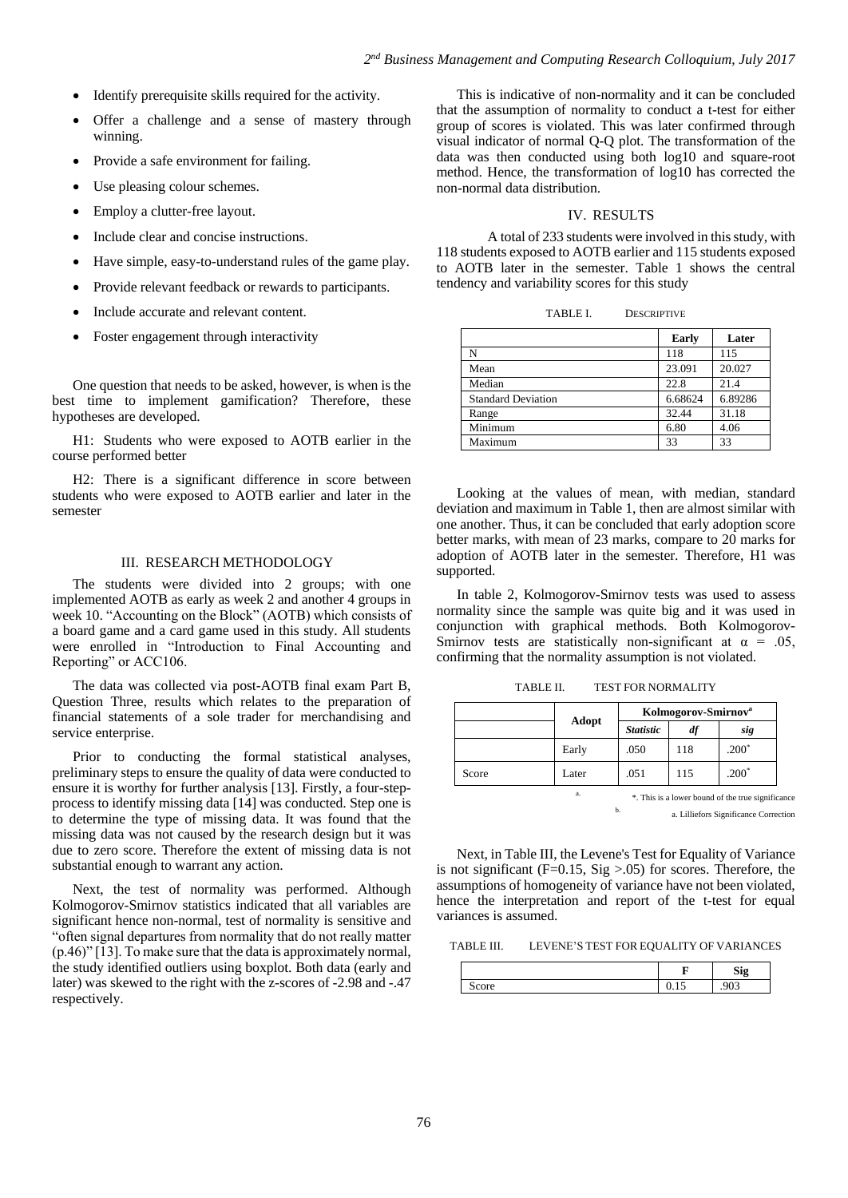- Identify prerequisite skills required for the activity.
- Offer a challenge and a sense of mastery through winning.
- Provide a safe environment for failing.
- Use pleasing colour schemes.
- Employ a clutter-free layout.
- Include clear and concise instructions.
- Have simple, easy-to-understand rules of the game play.
- Provide relevant feedback or rewards to participants.
- Include accurate and relevant content.
- Foster engagement through interactivity

One question that needs to be asked, however, is when is the best time to implement gamification? Therefore, these hypotheses are developed.

H1: Students who were exposed to AOTB earlier in the course performed better

H2: There is a significant difference in score between students who were exposed to AOTB earlier and later in the semester

## III. RESEARCH METHODOLOGY

The students were divided into 2 groups; with one implemented AOTB as early as week 2 and another 4 groups in week 10. "Accounting on the Block" (AOTB) which consists of a board game and a card game used in this study. All students were enrolled in "Introduction to Final Accounting and Reporting" or ACC106.

The data was collected via post-AOTB final exam Part B, Question Three, results which relates to the preparation of financial statements of a sole trader for merchandising and service enterprise.

Prior to conducting the formal statistical analyses, preliminary steps to ensure the quality of data were conducted to ensure it is worthy for further analysis [13]. Firstly, a four-step-process to identify missing data [14] was conducted. Step one is to determine the type of missing data. It was found that the missing data was not caused by the research design but it was due to zero score. Therefore the extent of missing data is not substantial enough to warrant any action.

Next, the test of normality was performed. Although Kolmogorov-Smirnov statistics indicated that all variables are significant hence non-normal, test of normality is sensitive and "often signal departures from normality that do not really matter (p.46)" [13]. To make sure that the data is approximately normal, the study identified outliers using boxplot. Both data (early and later) was skewed to the right with the z-scores of -2.98 and -.47 respectively.

This is indicative of non-normality and it can be concluded that the assumption of normality to conduct a t-test for either group of scores is violated. This was later confirmed through visual indicator of normal Q-Q plot. The transformation of the data was then conducted using both log10 and square-root method. Hence, the transformation of log10 has corrected the non-normal data distribution.

## IV. RESULTS

A total of 233 students were involved in this study, with 118 students exposed to AOTB earlier and 115 students exposed to AOTB later in the semester. Table 1 shows the central tendency and variability scores for this study

TABLE I. DESCRIPTIVE

| | Early | Later |
|---|---|---|
| N | 118 | 115 |
| Mean | 23.091 | 20.027 |
| Median | 22.8 | 21.4 |
| Standard Deviation | 6.68624 | 6.89286 |
| Range | 32.44 | 31.18 |
| Minimum | 6.80 | 4.06 |
| Maximum | 33 | 33 |

Looking at the values of mean, with median, standard deviation and maximum in Table 1, then are almost similar with one another. Thus, it can be concluded that early adoption score better marks, with mean of 23 marks, compare to 20 marks for adoption of AOTB later in the semester. Therefore, H1 was supported.

In table 2, Kolmogorov-Smirnov tests was used to assess normality since the sample was quite big and it was used in conjunction with graphical methods. Both Kolmogorov-Smirnov tests are statistically non-significant at $\alpha = .05$, confirming that the normality assumption is not violated.

TABLE II. TEST FOR NORMALITY

| | Adopt | Kolmogorov-Smirnov[a] | | |
|---|---|---|---|---|
| | | *Statistic* | *df* | *sig* |
| Score | Early | .050 | 118 | .200* |
| | Later | .051 | 115 | .200* |

*. This is a lower bound of the true significance

a. Lilliefors Significance Correction

Next, in Table III, the Levene's Test for Equality of Variance is not significant (F=0.15, Sig >.05) for scores. Therefore, the assumptions of homogeneity of variance have not been violated, hence the interpretation and report of the t-test for equal variances is assumed.

TABLE III. LEVENE'S TEST FOR EQUALITY OF VARIANCES

| | F | Sig |
|---|---|---|
| Score | 0.15 | .903 |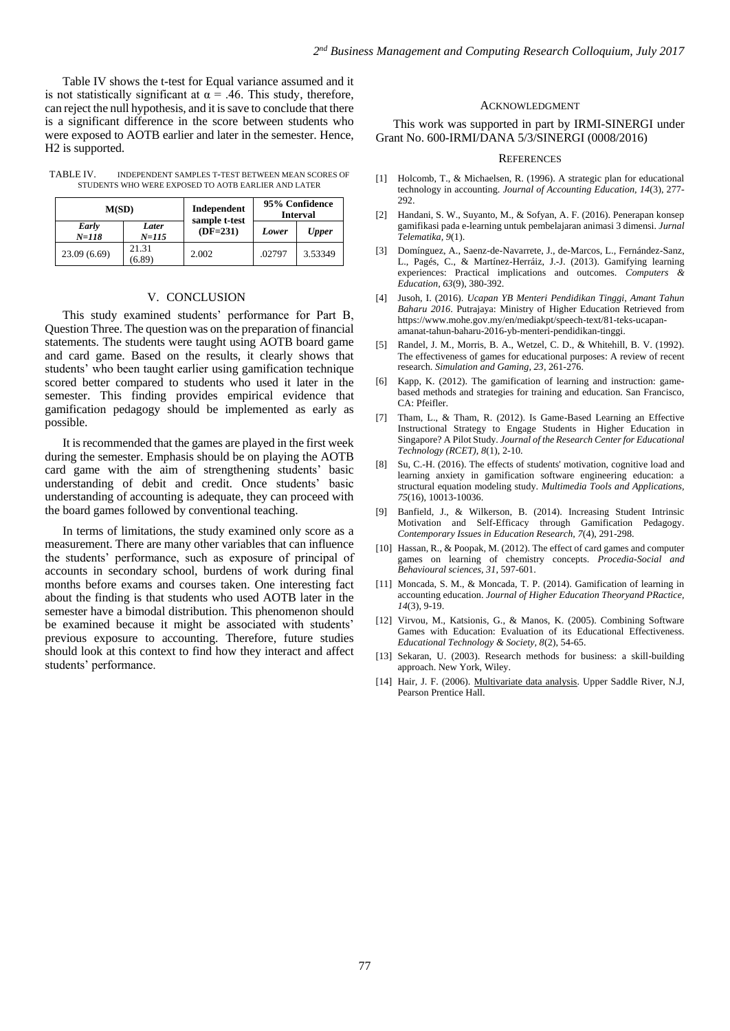Table IV shows the t-test for Equal variance assumed and it is not statistically significant at $\alpha = .46$. This study, therefore, can reject the null hypothesis, and it is save to conclude that there is a significant difference in the score between students who were exposed to AOTB earlier and later in the semester. Hence, H2 is supported.

TABLE IV. INDEPENDENT SAMPLES T-TEST BETWEEN MEAN SCORES OF STUDENTS WHO WERE EXPOSED TO AOTB EARLIER AND LATER

| M(SD) | | Independent sample t-test (DF=231) | 95% Confidence Interval | |
|---|---|---|---|---|
| *Early N=118* | *Later N=115* | | *Lower* | *Upper* |
| 23.09 (6.69) | 21.31 (6.89) | 2.002 | .02797 | 3.53349 |

## V. CONCLUSION

This study examined students' performance for Part B, Question Three. The question was on the preparation of financial statements. The students were taught using AOTB board game and card game. Based on the results, it clearly shows that students' who been taught earlier using gamification technique scored better compared to students who used it later in the semester. This finding provides empirical evidence that gamification pedagogy should be implemented as early as possible.

It is recommended that the games are played in the first week during the semester. Emphasis should be on playing the AOTB card game with the aim of strengthening students' basic understanding of debit and credit. Once students' basic understanding of accounting is adequate, they can proceed with the board games followed by conventional teaching.

In terms of limitations, the study examined only score as a measurement. There are many other variables that can influence the students' performance, such as exposure of principal of accounts in secondary school, burdens of work during final months before exams and courses taken. One interesting fact about the finding is that students who used AOTB later in the semester have a bimodal distribution. This phenomenon should be examined because it might be associated with students' previous exposure to accounting. Therefore, future studies should look at this context to find how they interact and affect students' performance.

## ACKNOWLEDGMENT

This work was supported in part by IRMI-SINERGI under Grant No. 600-IRMI/DANA 5/3/SINERGI (0008/2016)

## REFERENCES

[1] Holcomb, T., & Michaelsen, R. (1996). A strategic plan for educational technology in accounting. *Journal of Accounting Education, 14*(3), 277-292.

[2] Handani, S. W., Suyanto, M., & Sofyan, A. F. (2016). Penerapan konsep gamifikasi pada e-learning untuk pembelajaran animasi 3 dimensi. *Jurnal Telematika, 9*(1).

[3] Domínguez, A., Saenz-de-Navarrete, J., de-Marcos, L., Fernández-Sanz, L., Pagés, C., & Martínez-Herráiz, J.-J. (2013). Gamifying learning experiences: Practical implications and outcomes. *Computers & Education, 63*(9), 380-392.

[4] Jusoh, I. (2016). *Ucapan YB Menteri Pendidikan Tinggi, Amant Tahun Baharu 2016*. Putrajaya: Ministry of Higher Education Retrieved from https://www.mohe.gov.my/en/mediakpt/speech-text/81-teks-ucapan-amanat-tahun-baharu-2016-yb-menteri-pendidikan-tinggi.

[5] Randel, J. M., Morris, B. A., Wetzel, C. D., & Whitehill, B. V. (1992). The effectiveness of games for educational purposes: A review of recent research. *Simulation and Gaming, 23*, 261-276.

[6] Kapp, K. (2012). The gamification of learning and instruction: game-based methods and strategies for training and education. San Francisco, CA: Pfeifler.

[7] Tham, L., & Tham, R. (2012). Is Game-Based Learning an Effective Instructional Strategy to Engage Students in Higher Education in Singapore? A Pilot Study. *Journal of the Research Center for Educational Technology (RCET), 8*(1), 2-10.

[8] Su, C.-H. (2016). The effects of students' motivation, cognitive load and learning anxiety in gamification software engineering education: a structural equation modeling study. *Multimedia Tools and Applications, 75*(16), 10013-10036.

[9] Banfield, J., & Wilkerson, B. (2014). Increasing Student Intrinsic Motivation and Self-Efficacy through Gamification Pedagogy. *Contemporary Issues in Education Research, 7*(4), 291-298.

[10] Hassan, R., & Poopak, M. (2012). The effect of card games and computer games on learning of chemistry concepts. *Procedia-Social and Behavioural sciences, 31*, 597-601.

[11] Moncada, S. M., & Moncada, T. P. (2014). Gamification of learning in accounting education. *Journal of Higher Education Theoryand PRactice, 14*(3), 9-19.

[12] Virvou, M., Katsionis, G., & Manos, K. (2005). Combining Software Games with Education: Evaluation of its Educational Effectiveness. *Educational Technology & Society, 8*(2), 54-65.

[13] Sekaran, U. (2003). Research methods for business: a skill-building approach. New York, Wiley.

[14] Hair, J. F. (2006). Multivariate data analysis. Upper Saddle River, N.J, Pearson Prentice Hall.